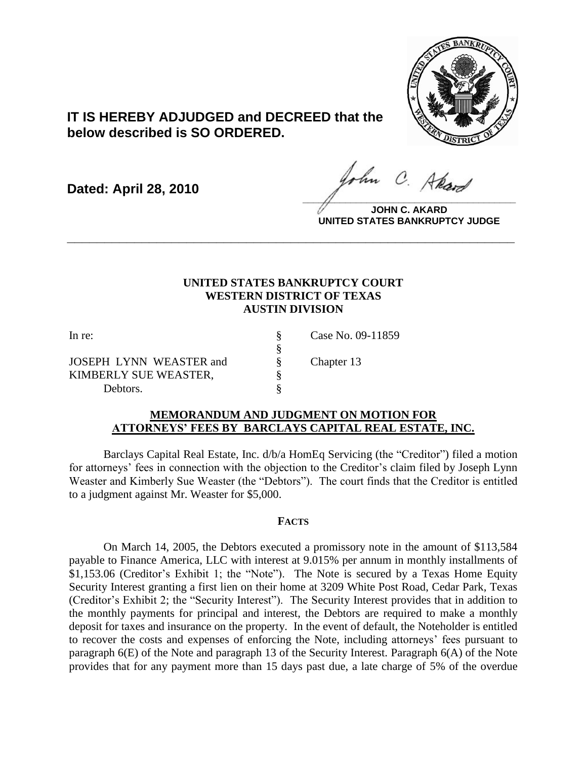**IT IS HEREBY ADJUDGED and DECREED that the below described is SO ORDERED.**

**Dated: April 28, 2010**

**JOHN C. AKARD**
**UNITED STATES BANKRUPTCY JUDGE**

---

**UNITED STATES BANKRUPTCY COURT**
**WESTERN DISTRICT OF TEXAS**
**AUSTIN DIVISION**

| | | |
|---|---|---|
| In re: | § | Case No. 09-11859 |
| | § | |
| JOSEPH LYNN WEASTER and | § | Chapter 13 |
| KIMBERLY SUE WEASTER, | § | |
| Debtors. | § | |

**MEMORANDUM AND JUDGMENT ON MOTION FOR ATTORNEYS' FEES BY BARCLAYS CAPITAL REAL ESTATE, INC.**

Barclays Capital Real Estate, Inc. d/b/a HomEq Servicing (the "Creditor") filed a motion for attorneys' fees in connection with the objection to the Creditor's claim filed by Joseph Lynn Weaster and Kimberly Sue Weaster (the "Debtors"). The court finds that the Creditor is entitled to a judgment against Mr. Weaster for $5,000.

**FACTS**

On March 14, 2005, the Debtors executed a promissory note in the amount of $113,584 payable to Finance America, LLC with interest at 9.015% per annum in monthly installments of $1,153.06 (Creditor's Exhibit 1; the "Note"). The Note is secured by a Texas Home Equity Security Interest granting a first lien on their home at 3209 White Post Road, Cedar Park, Texas (Creditor's Exhibit 2; the "Security Interest"). The Security Interest provides that in addition to the monthly payments for principal and interest, the Debtors are required to make a monthly deposit for taxes and insurance on the property. In the event of default, the Noteholder is entitled to recover the costs and expenses of enforcing the Note, including attorneys' fees pursuant to paragraph 6(E) of the Note and paragraph 13 of the Security Interest. Paragraph 6(A) of the Note provides that for any payment more than 15 days past due, a late charge of 5% of the overdue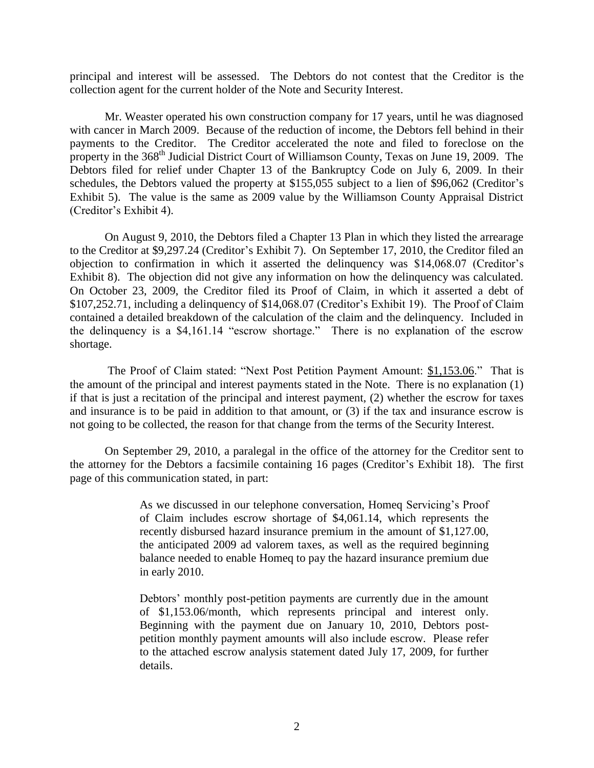principal and interest will be assessed. The Debtors do not contest that the Creditor is the collection agent for the current holder of the Note and Security Interest.

Mr. Weaster operated his own construction company for 17 years, until he was diagnosed with cancer in March 2009. Because of the reduction of income, the Debtors fell behind in their payments to the Creditor. The Creditor accelerated the note and filed to foreclose on the property in the 368th Judicial District Court of Williamson County, Texas on June 19, 2009. The Debtors filed for relief under Chapter 13 of the Bankruptcy Code on July 6, 2009. In their schedules, the Debtors valued the property at $155,055 subject to a lien of $96,062 (Creditor's Exhibit 5). The value is the same as 2009 value by the Williamson County Appraisal District (Creditor's Exhibit 4).

On August 9, 2010, the Debtors filed a Chapter 13 Plan in which they listed the arrearage to the Creditor at $9,297.24 (Creditor's Exhibit 7). On September 17, 2010, the Creditor filed an objection to confirmation in which it asserted the delinquency was $14,068.07 (Creditor's Exhibit 8). The objection did not give any information on how the delinquency was calculated. On October 23, 2009, the Creditor filed its Proof of Claim, in which it asserted a debt of $107,252.71, including a delinquency of $14,068.07 (Creditor's Exhibit 19). The Proof of Claim contained a detailed breakdown of the calculation of the claim and the delinquency. Included in the delinquency is a $4,161.14 "escrow shortage." There is no explanation of the escrow shortage.

The Proof of Claim stated: "Next Post Petition Payment Amount: $1,153.06." That is the amount of the principal and interest payments stated in the Note. There is no explanation (1) if that is just a recitation of the principal and interest payment, (2) whether the escrow for taxes and insurance is to be paid in addition to that amount, or (3) if the tax and insurance escrow is not going to be collected, the reason for that change from the terms of the Security Interest.

On September 29, 2010, a paralegal in the office of the attorney for the Creditor sent to the attorney for the Debtors a facsimile containing 16 pages (Creditor's Exhibit 18). The first page of this communication stated, in part:

> As we discussed in our telephone conversation, Homeq Servicing's Proof of Claim includes escrow shortage of $4,061.14, which represents the recently disbursed hazard insurance premium in the amount of $1,127.00, the anticipated 2009 ad valorem taxes, as well as the required beginning balance needed to enable Homeq to pay the hazard insurance premium due in early 2010.
>
> Debtors' monthly post-petition payments are currently due in the amount of $1,153.06/month, which represents principal and interest only. Beginning with the payment due on January 10, 2010, Debtors post-petition monthly payment amounts will also include escrow. Please refer to the attached escrow analysis statement dated July 17, 2009, for further details.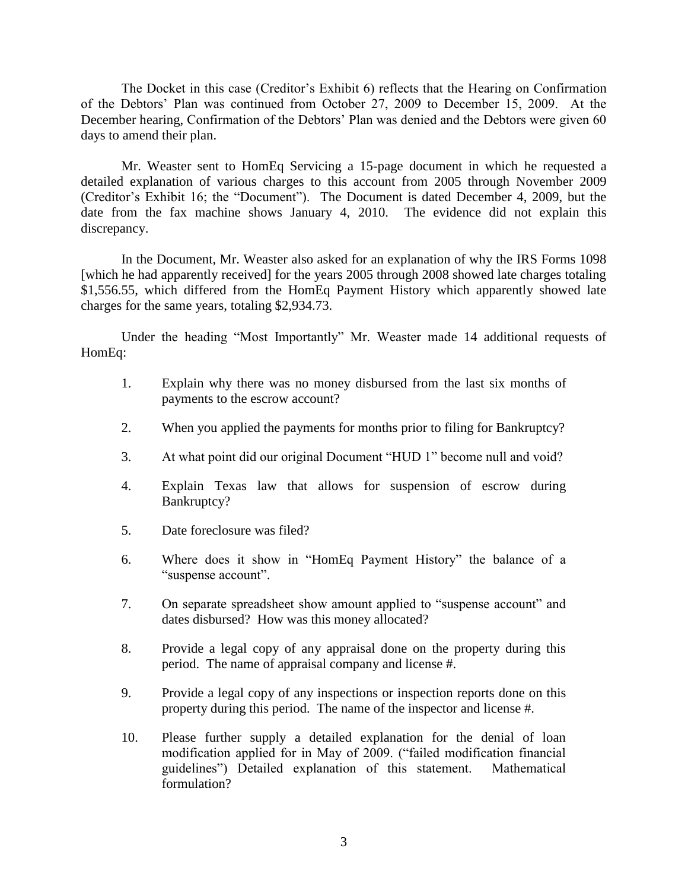The Docket in this case (Creditor's Exhibit 6) reflects that the Hearing on Confirmation of the Debtors' Plan was continued from October 27, 2009 to December 15, 2009. At the December hearing, Confirmation of the Debtors' Plan was denied and the Debtors were given 60 days to amend their plan.

Mr. Weaster sent to HomEq Servicing a 15-page document in which he requested a detailed explanation of various charges to this account from 2005 through November 2009 (Creditor's Exhibit 16; the "Document"). The Document is dated December 4, 2009, but the date from the fax machine shows January 4, 2010. The evidence did not explain this discrepancy.

In the Document, Mr. Weaster also asked for an explanation of why the IRS Forms 1098 [which he had apparently received] for the years 2005 through 2008 showed late charges totaling $1,556.55, which differed from the HomEq Payment History which apparently showed late charges for the same years, totaling $2,934.73.

Under the heading "Most Importantly" Mr. Weaster made 14 additional requests of HomEq:

1. Explain why there was no money disbursed from the last six months of payments to the escrow account?

2. When you applied the payments for months prior to filing for Bankruptcy?

3. At what point did our original Document "HUD 1" become null and void?

4. Explain Texas law that allows for suspension of escrow during Bankruptcy?

5. Date foreclosure was filed?

6. Where does it show in "HomEq Payment History" the balance of a "suspense account".

7. On separate spreadsheet show amount applied to "suspense account" and dates disbursed? How was this money allocated?

8. Provide a legal copy of any appraisal done on the property during this period. The name of appraisal company and license #.

9. Provide a legal copy of any inspections or inspection reports done on this property during this period. The name of the inspector and license #.

10. Please further supply a detailed explanation for the denial of loan modification applied for in May of 2009. ("failed modification financial guidelines") Detailed explanation of this statement. Mathematical formulation?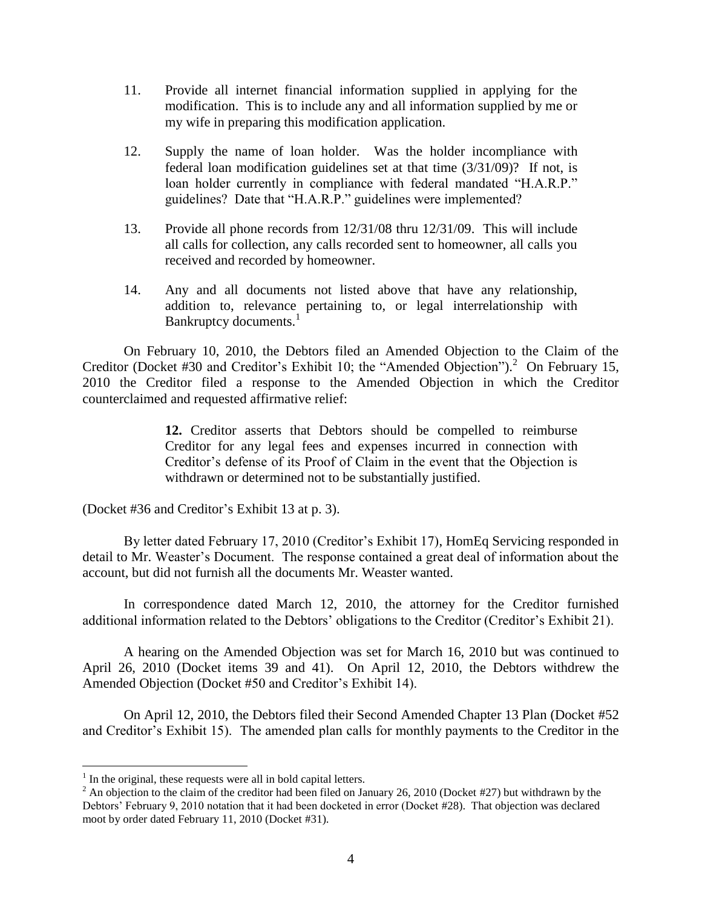11. Provide all internet financial information supplied in applying for the modification. This is to include any and all information supplied by me or my wife in preparing this modification application.

12. Supply the name of loan holder. Was the holder incompliance with federal loan modification guidelines set at that time (3/31/09)? If not, is loan holder currently in compliance with federal mandated "H.A.R.P." guidelines? Date that "H.A.R.P." guidelines were implemented?

13. Provide all phone records from 12/31/08 thru 12/31/09. This will include all calls for collection, any calls recorded sent to homeowner, all calls you received and recorded by homeowner.

14. Any and all documents not listed above that have any relationship, addition to, relevance pertaining to, or legal interrelationship with Bankruptcy documents.[1]

On February 10, 2010, the Debtors filed an Amended Objection to the Claim of the Creditor (Docket #30 and Creditor's Exhibit 10; the "Amended Objection").[2] On February 15, 2010 the Creditor filed a response to the Amended Objection in which the Creditor counterclaimed and requested affirmative relief:

> **12.** Creditor asserts that Debtors should be compelled to reimburse Creditor for any legal fees and expenses incurred in connection with Creditor's defense of its Proof of Claim in the event that the Objection is withdrawn or determined not to be substantially justified.

(Docket #36 and Creditor's Exhibit 13 at p. 3).

By letter dated February 17, 2010 (Creditor's Exhibit 17), HomEq Servicing responded in detail to Mr. Weaster's Document. The response contained a great deal of information about the account, but did not furnish all the documents Mr. Weaster wanted.

In correspondence dated March 12, 2010, the attorney for the Creditor furnished additional information related to the Debtors' obligations to the Creditor (Creditor's Exhibit 21).

A hearing on the Amended Objection was set for March 16, 2010 but was continued to April 26, 2010 (Docket items 39 and 41). On April 12, 2010, the Debtors withdrew the Amended Objection (Docket #50 and Creditor's Exhibit 14).

On April 12, 2010, the Debtors filed their Second Amended Chapter 13 Plan (Docket #52 and Creditor's Exhibit 15). The amended plan calls for monthly payments to the Creditor in the

---

[1] In the original, these requests were all in bold capital letters.

[2] An objection to the claim of the creditor had been filed on January 26, 2010 (Docket #27) but withdrawn by the Debtors' February 9, 2010 notation that it had been docketed in error (Docket #28). That objection was declared moot by order dated February 11, 2010 (Docket #31).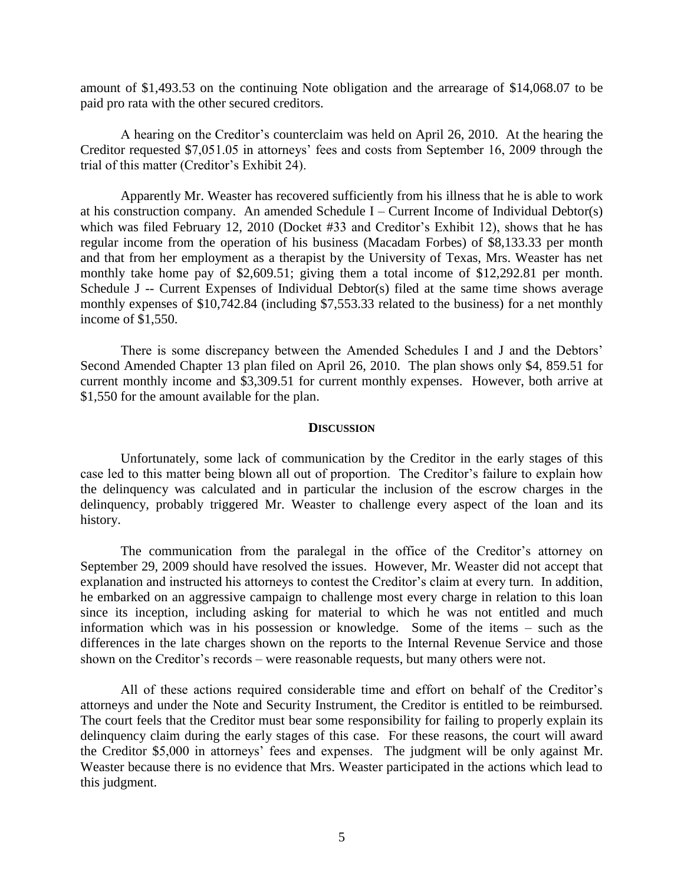amount of $1,493.53 on the continuing Note obligation and the arrearage of $14,068.07 to be paid pro rata with the other secured creditors.

A hearing on the Creditor's counterclaim was held on April 26, 2010. At the hearing the Creditor requested $7,051.05 in attorneys' fees and costs from September 16, 2009 through the trial of this matter (Creditor's Exhibit 24).

Apparently Mr. Weaster has recovered sufficiently from his illness that he is able to work at his construction company. An amended Schedule I – Current Income of Individual Debtor(s) which was filed February 12, 2010 (Docket #33 and Creditor's Exhibit 12), shows that he has regular income from the operation of his business (Macadam Forbes) of $8,133.33 per month and that from her employment as a therapist by the University of Texas, Mrs. Weaster has net monthly take home pay of $2,609.51; giving them a total income of $12,292.81 per month. Schedule J -- Current Expenses of Individual Debtor(s) filed at the same time shows average monthly expenses of $10,742.84 (including $7,553.33 related to the business) for a net monthly income of $1,550.

There is some discrepancy between the Amended Schedules I and J and the Debtors' Second Amended Chapter 13 plan filed on April 26, 2010. The plan shows only $4, 859.51 for current monthly income and $3,309.51 for current monthly expenses. However, both arrive at $1,550 for the amount available for the plan.

## DISCUSSION

Unfortunately, some lack of communication by the Creditor in the early stages of this case led to this matter being blown all out of proportion. The Creditor's failure to explain how the delinquency was calculated and in particular the inclusion of the escrow charges in the delinquency, probably triggered Mr. Weaster to challenge every aspect of the loan and its history.

The communication from the paralegal in the office of the Creditor's attorney on September 29, 2009 should have resolved the issues. However, Mr. Weaster did not accept that explanation and instructed his attorneys to contest the Creditor's claim at every turn. In addition, he embarked on an aggressive campaign to challenge most every charge in relation to this loan since its inception, including asking for material to which he was not entitled and much information which was in his possession or knowledge. Some of the items – such as the differences in the late charges shown on the reports to the Internal Revenue Service and those shown on the Creditor's records – were reasonable requests, but many others were not.

All of these actions required considerable time and effort on behalf of the Creditor's attorneys and under the Note and Security Instrument, the Creditor is entitled to be reimbursed. The court feels that the Creditor must bear some responsibility for failing to properly explain its delinquency claim during the early stages of this case. For these reasons, the court will award the Creditor $5,000 in attorneys' fees and expenses. The judgment will be only against Mr. Weaster because there is no evidence that Mrs. Weaster participated in the actions which lead to this judgment.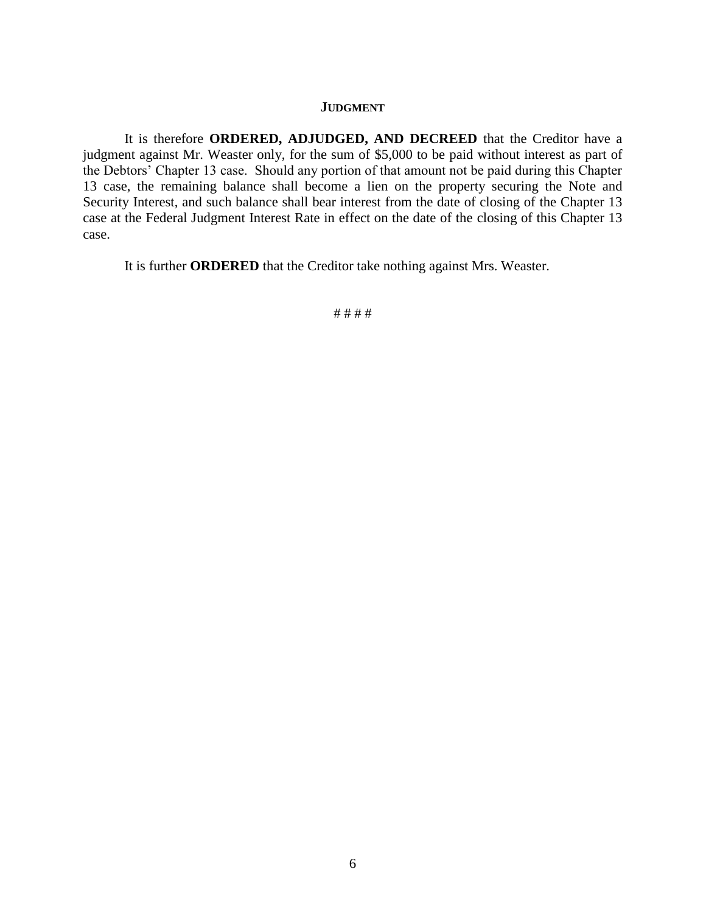## JUDGMENT

It is therefore **ORDERED, ADJUDGED, AND DECREED** that the Creditor have a judgment against Mr. Weaster only, for the sum of $5,000 to be paid without interest as part of the Debtors' Chapter 13 case. Should any portion of that amount not be paid during this Chapter 13 case, the remaining balance shall become a lien on the property securing the Note and Security Interest, and such balance shall bear interest from the date of closing of the Chapter 13 case at the Federal Judgment Interest Rate in effect on the date of the closing of this Chapter 13 case.

It is further **ORDERED** that the Creditor take nothing against Mrs. Weaster.

# # # #